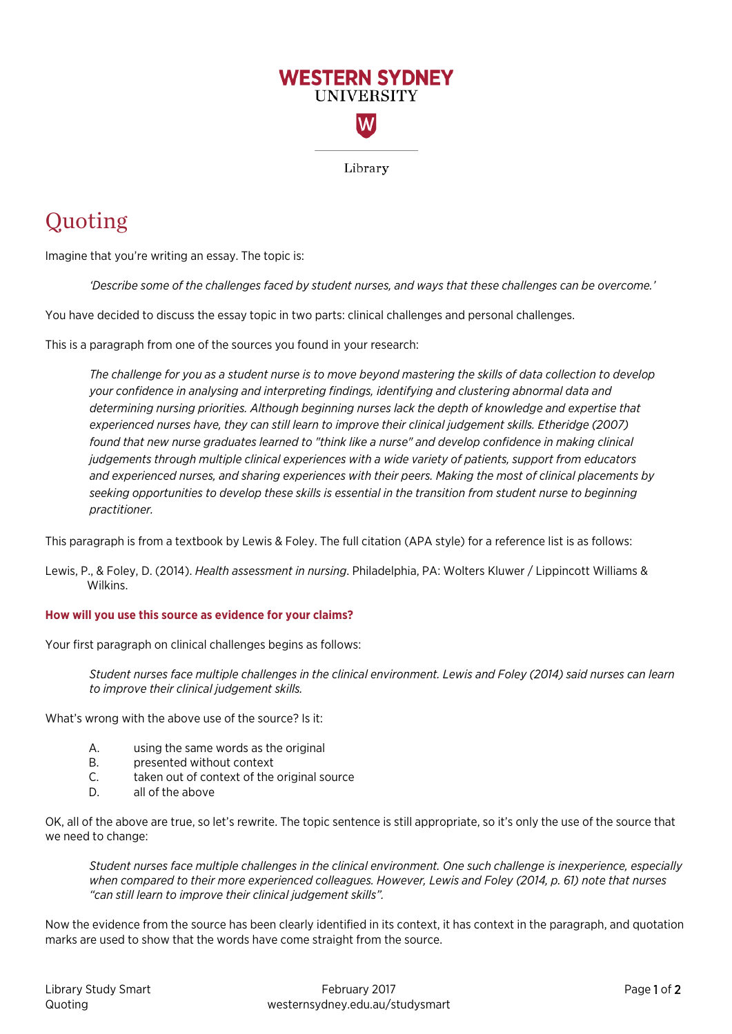WESTERN SYDNEY UNIVERSITY

Library

# Quoting

Imagine that you're writing an essay. The topic is:

> *'Describe some of the challenges faced by student nurses, and ways that these challenges can be overcome.'*

You have decided to discuss the essay topic in two parts: clinical challenges and personal challenges.

This is a paragraph from one of the sources you found in your research:

> *The challenge for you as a student nurse is to move beyond mastering the skills of data collection to develop your confidence in analysing and interpreting findings, identifying and clustering abnormal data and determining nursing priorities. Although beginning nurses lack the depth of knowledge and expertise that experienced nurses have, they can still learn to improve their clinical judgement skills. Etheridge (2007) found that new nurse graduates learned to "think like a nurse" and develop confidence in making clinical judgements through multiple clinical experiences with a wide variety of patients, support from educators and experienced nurses, and sharing experiences with their peers. Making the most of clinical placements by seeking opportunities to develop these skills is essential in the transition from student nurse to beginning practitioner.*

This paragraph is from a textbook by Lewis & Foley. The full citation (APA style) for a reference list is as follows:

Lewis, P., & Foley, D. (2014). *Health assessment in nursing*. Philadelphia, PA: Wolters Kluwer / Lippincott Williams & Wilkins.

**How will you use this source as evidence for your claims?**

Your first paragraph on clinical challenges begins as follows:

> *Student nurses face multiple challenges in the clinical environment. Lewis and Foley (2014) said nurses can learn to improve their clinical judgement skills.*

What's wrong with the above use of the source? Is it:

A. using the same words as the original
B. presented without context
C. taken out of context of the original source
D. all of the above

OK, all of the above are true, so let's rewrite. The topic sentence is still appropriate, so it's only the use of the source that we need to change:

> *Student nurses face multiple challenges in the clinical environment. One such challenge is inexperience, especially when compared to their more experienced colleagues. However, Lewis and Foley (2014, p. 61) note that nurses "can still learn to improve their clinical judgement skills".*

Now the evidence from the source has been clearly identified in its context, it has context in the paragraph, and quotation marks are used to show that the words have come straight from the source.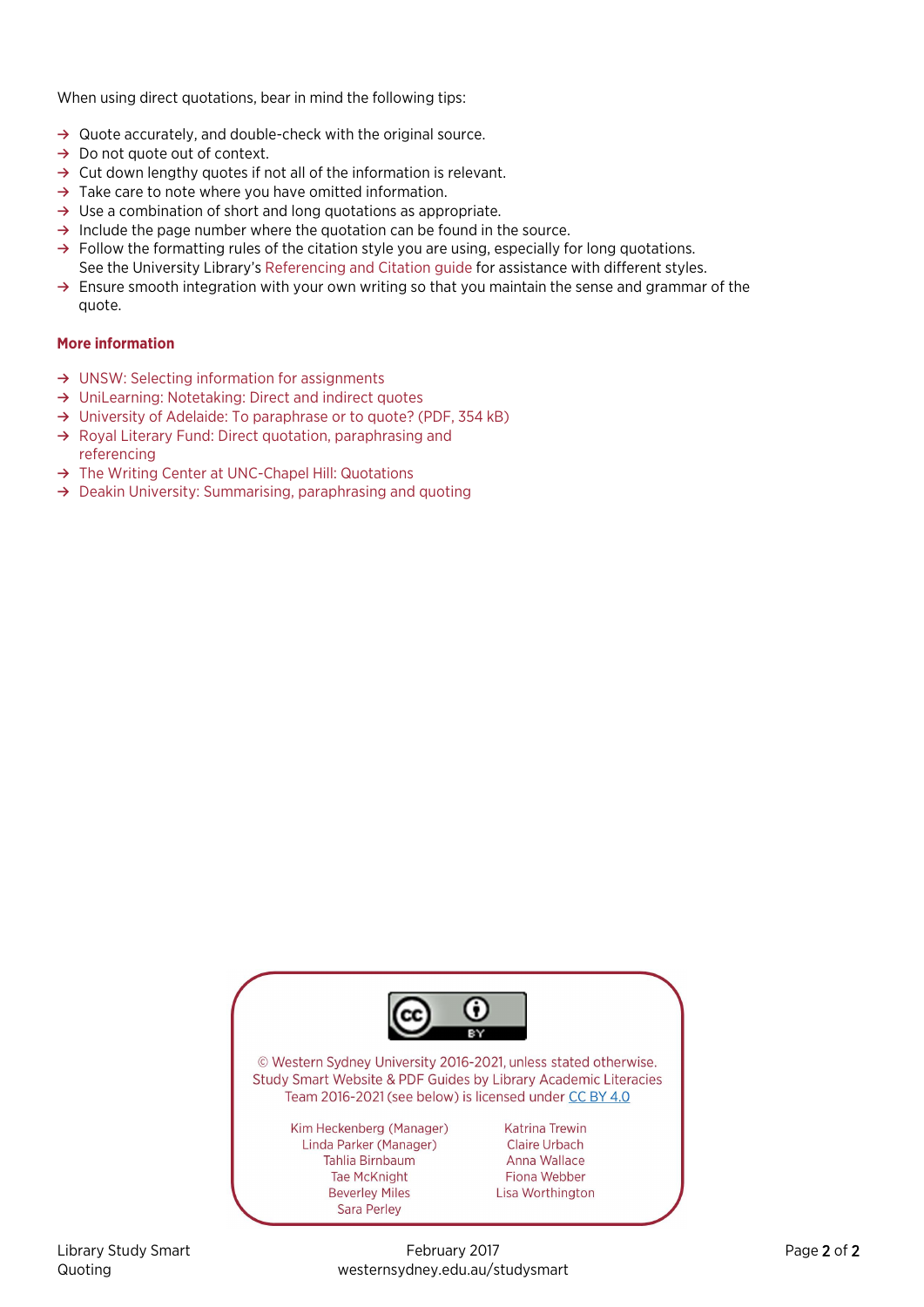When using direct quotations, bear in mind the following tips:

- Quote accurately, and double-check with the original source.
- Do not quote out of context.
- Cut down lengthy quotes if not all of the information is relevant.
- Take care to note where you have omitted information.
- Use a combination of short and long quotations as appropriate.
- Include the page number where the quotation can be found in the source.
- Follow the formatting rules of the citation style you are using, especially for long quotations. See the University Library's Referencing and Citation guide for assistance with different styles.
- Ensure smooth integration with your own writing so that you maintain the sense and grammar of the quote.

## More information

- UNSW: Selecting information for assignments
- UniLearning: Notetaking: Direct and indirect quotes
- University of Adelaide: To paraphrase or to quote? (PDF, 354 kB)
- Royal Literary Fund: Direct quotation, paraphrasing and referencing
- The Writing Center at UNC-Chapel Hill: Quotations
- Deakin University: Summarising, paraphrasing and quoting

© Western Sydney University 2016-2021, unless stated otherwise. Study Smart Website & PDF Guides by Library Academic Literacies Team 2016-2021 (see below) is licensed under CC BY 4.0

Kim Heckenberg (Manager)
Linda Parker (Manager)
Tahlia Birnbaum
Tae McKnight
Beverley Miles
Sara Perley
Katrina Trewin
Claire Urbach
Anna Wallace
Fiona Webber
Lisa Worthington

Library Study Smart
Quoting

February 2017
westernsydney.edu.au/studysmart